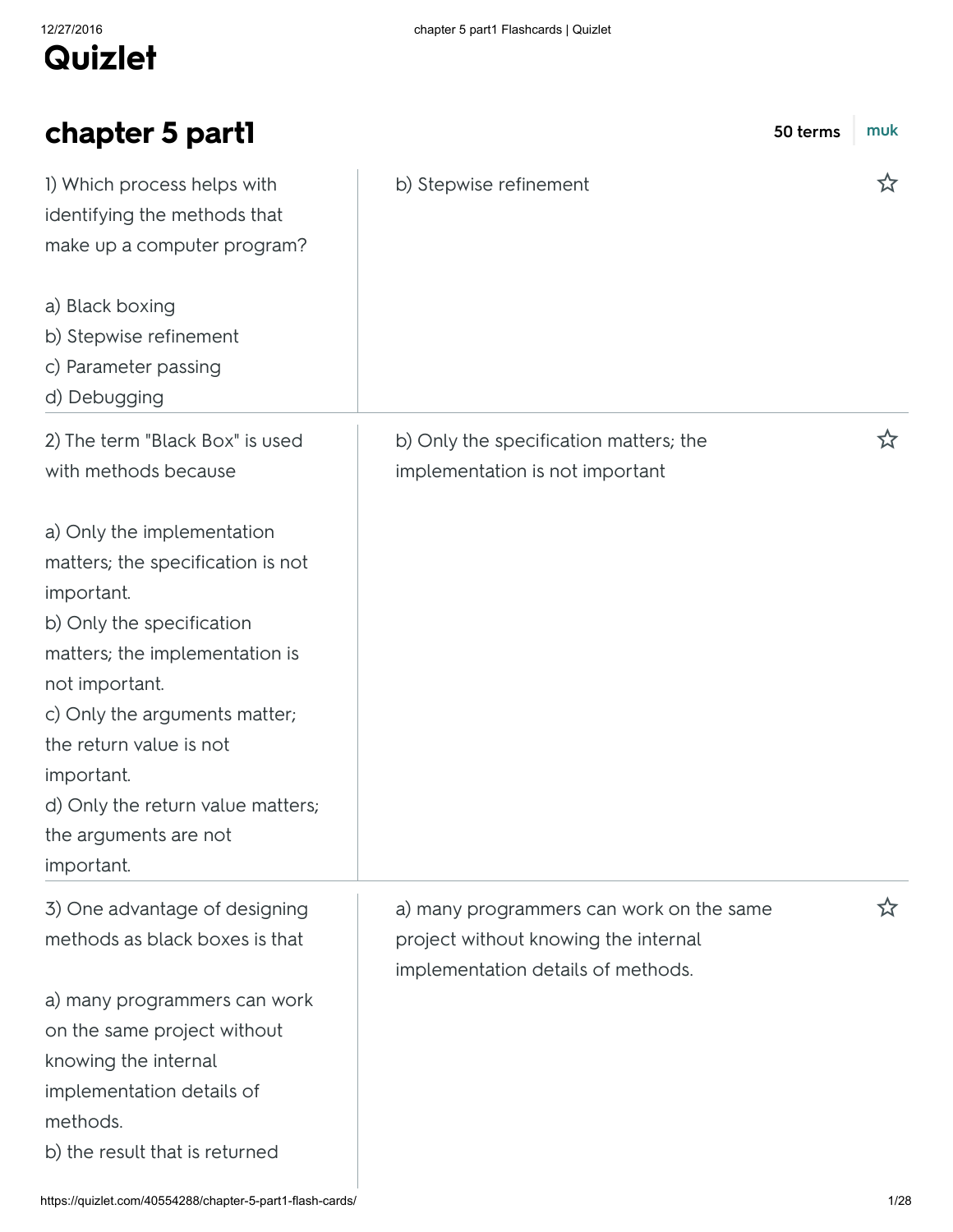# Quizlet

## chapter 5 part1

50 terms muk

| Question | Answer |
| --- | --- |
| 1) Which process helps with identifying the methods that make up a computer program?<br><br>a) Black boxing<br>b) Stepwise refinement<br>c) Parameter passing<br>d) Debugging | b) Stepwise refinement |
| 2) The term "Black Box" is used with methods because<br><br>a) Only the implementation matters; the specification is not important.<br>b) Only the specification matters; the implementation is not important.<br>c) Only the arguments matter; the return value is not important.<br>d) Only the return value matters; the arguments are not important. | b) Only the specification matters; the implementation is not important |
| 3) One advantage of designing methods as black boxes is that<br><br>a) many programmers can work on the same project without knowing the internal implementation details of methods.<br>b) the result that is returned | a) many programmers can work on the same project without knowing the internal implementation details of methods. |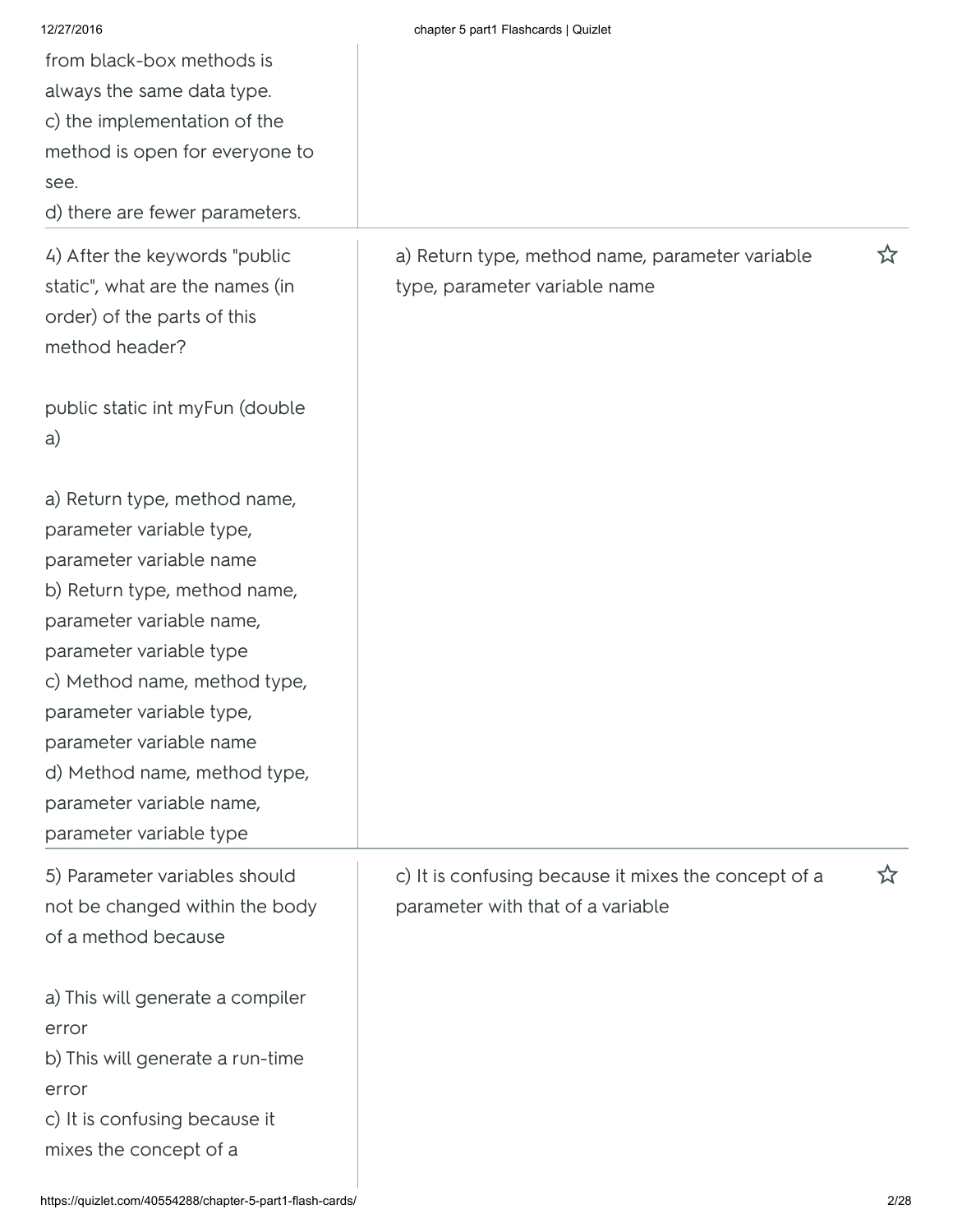from black-box methods is always the same data type.
c) the implementation of the method is open for everyone to see.
d) there are fewer parameters.

| | |
|---|---|
| 4) After the keywords "public static", what are the names (in order) of the parts of this method header?<br><br>public static int myFun (double a)<br><br>a) Return type, method name, parameter variable type, parameter variable name<br>b) Return type, method name, parameter variable name, parameter variable type<br>c) Method name, method type, parameter variable type, parameter variable name<br>d) Method name, method type, parameter variable name, parameter variable type | a) Return type, method name, parameter variable type, parameter variable name |
| 5) Parameter variables should not be changed within the body of a method because<br><br>a) This will generate a compiler error<br>b) This will generate a run-time error<br>c) It is confusing because it mixes the concept of a | c) It is confusing because it mixes the concept of a parameter with that of a variable |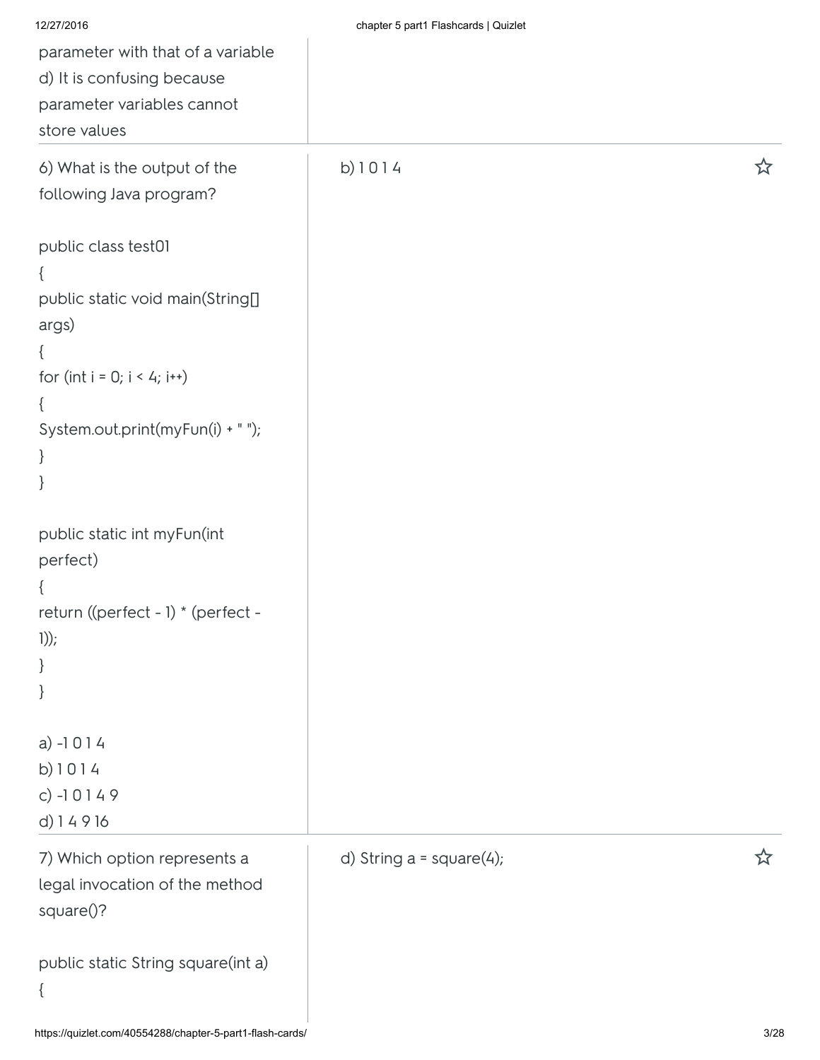parameter with that of a variable
d) It is confusing because parameter variables cannot store values

6) What is the output of the following Java program?

```
public class test01
{
public static void main(String[] args)
{
for (int i = 0; i < 4; i++)
{
System.out.print(myFun(i) + " ");
}
}

public static int myFun(int perfect)
{
return ((perfect - 1) * (perfect - 1));
}
}
```

a) -1 0 1 4
b) 1 0 1 4
c) -1 0 1 4 9
d) 1 4 9 16

b) 1 0 1 4

7) Which option represents a legal invocation of the method square()?

```
public static String square(int a)
{
```

d) String a = square(4);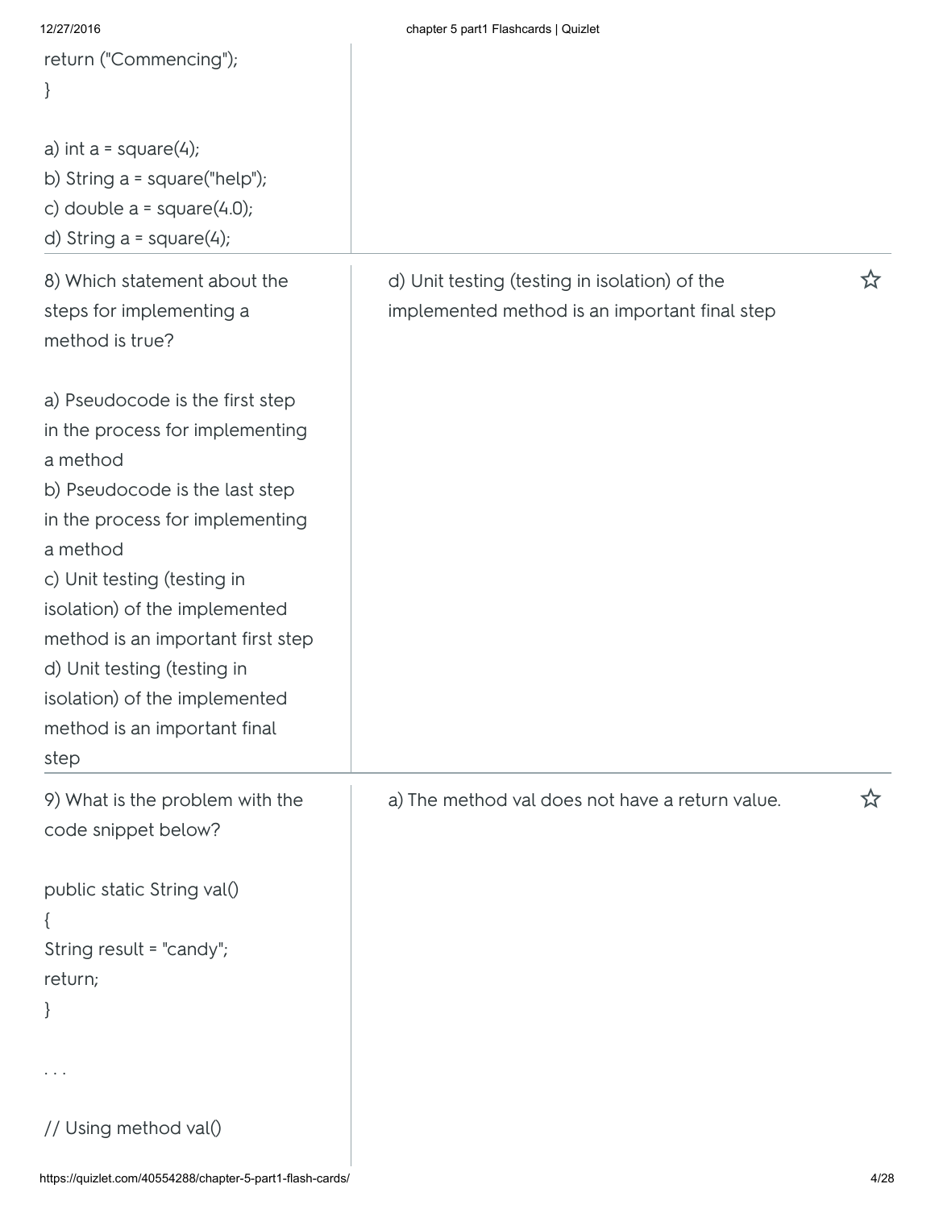```
return ("Commencing");
}
```

a) int a = square(4);
b) String a = square("help");
c) double a = square(4.0);
d) String a = square(4);

| | |
|---|---|
| 8) Which statement about the steps for implementing a method is true?<br><br>a) Pseudocode is the first step in the process for implementing a method<br>b) Pseudocode is the last step in the process for implementing a method<br>c) Unit testing (testing in isolation) of the implemented method is an important first step<br>d) Unit testing (testing in isolation) of the implemented method is an important final step | d) Unit testing (testing in isolation) of the implemented method is an important final step |
| 9) What is the problem with the code snippet below?<br><br>public static String val()<br>{<br>String result = "candy";<br>return;<br>}<br><br>. . .<br><br>// Using method val() | a) The method val does not have a return value. |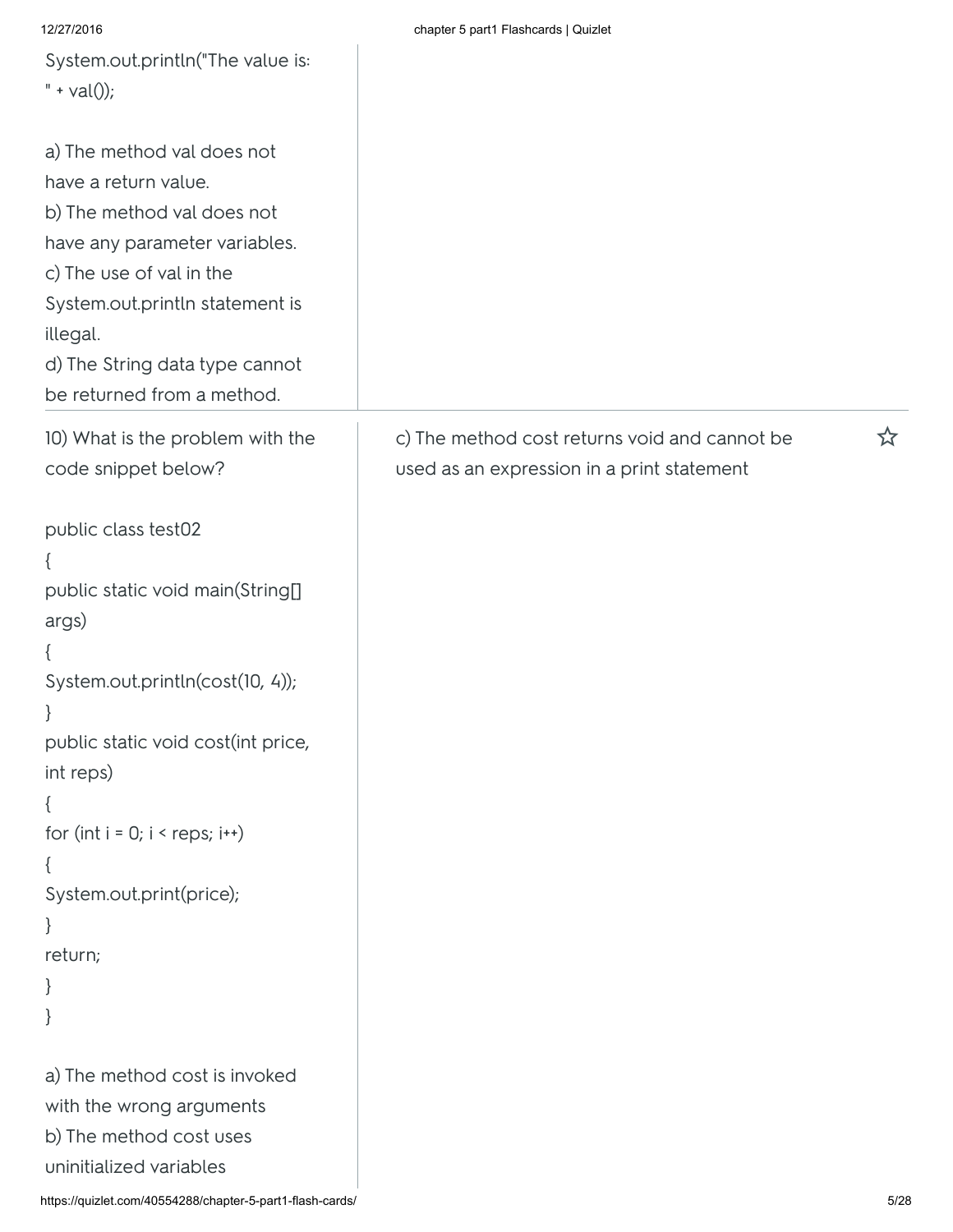System.out.println("The value is: " + val());

a) The method val does not have a return value.
b) The method val does not have any parameter variables.
c) The use of val in the System.out.println statement is illegal.
d) The String data type cannot be returned from a method.

---

10) What is the problem with the code snippet below?

```
public class test02
{
public static void main(String[] args)
{
System.out.println(cost(10, 4));
}
public static void cost(int price, int reps)
{
for (int i = 0; i < reps; i++)
{
System.out.print(price);
}
return;
}
}
```

a) The method cost is invoked with the wrong arguments
b) The method cost uses uninitialized variables

c) The method cost returns void and cannot be used as an expression in a print statement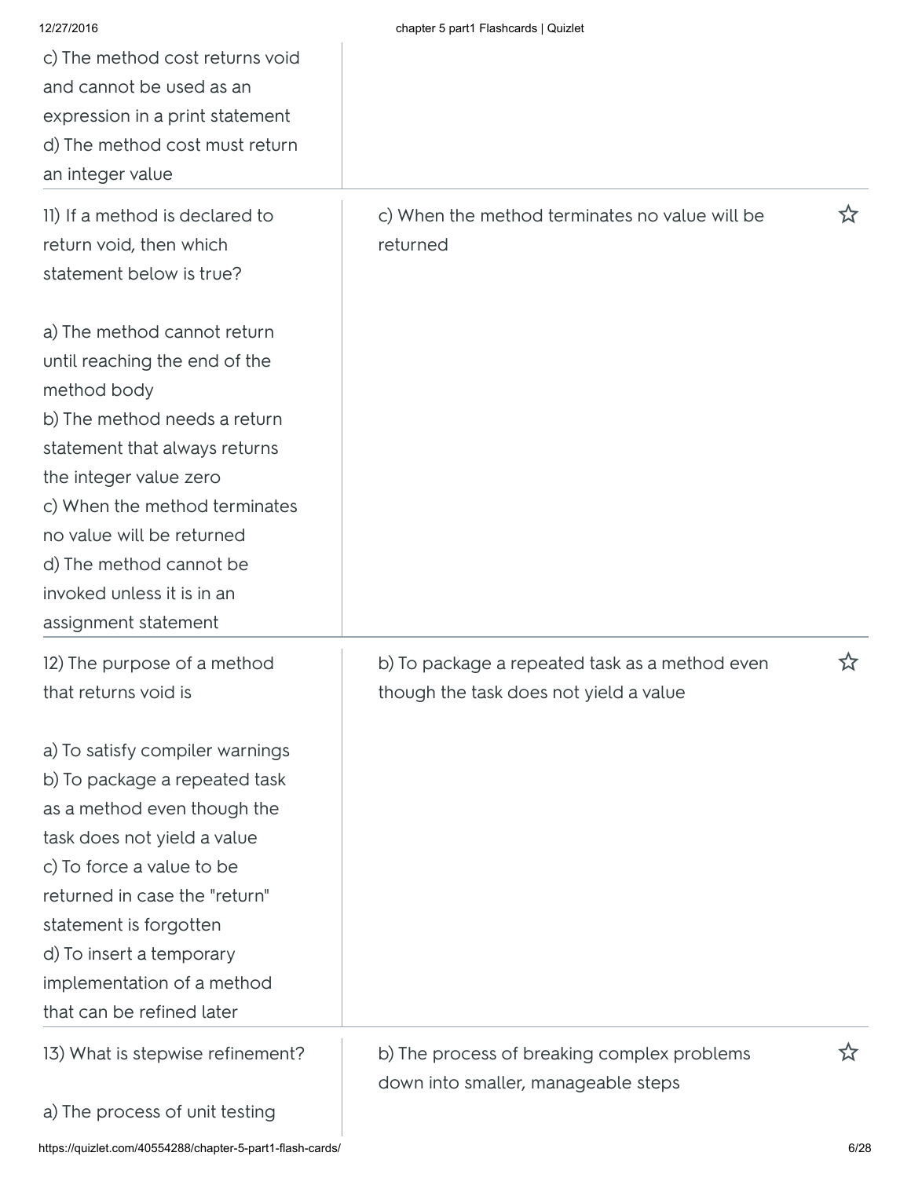| | |
|---|---|
| c) The method cost returns void and cannot be used as an expression in a print statement<br>d) The method cost must return an integer value | |
| 11) If a method is declared to return void, then which statement below is true?<br><br>a) The method cannot return until reaching the end of the method body<br>b) The method needs a return statement that always returns the integer value zero<br>c) When the method terminates no value will be returned<br>d) The method cannot be invoked unless it is in an assignment statement | c) When the method terminates no value will be returned |
| 12) The purpose of a method that returns void is<br><br>a) To satisfy compiler warnings<br>b) To package a repeated task as a method even though the task does not yield a value<br>c) To force a value to be returned in case the "return" statement is forgotten<br>d) To insert a temporary implementation of a method that can be refined later | b) To package a repeated task as a method even though the task does not yield a value |
| 13) What is stepwise refinement?<br><br>a) The process of unit testing | b) The process of breaking complex problems down into smaller, manageable steps |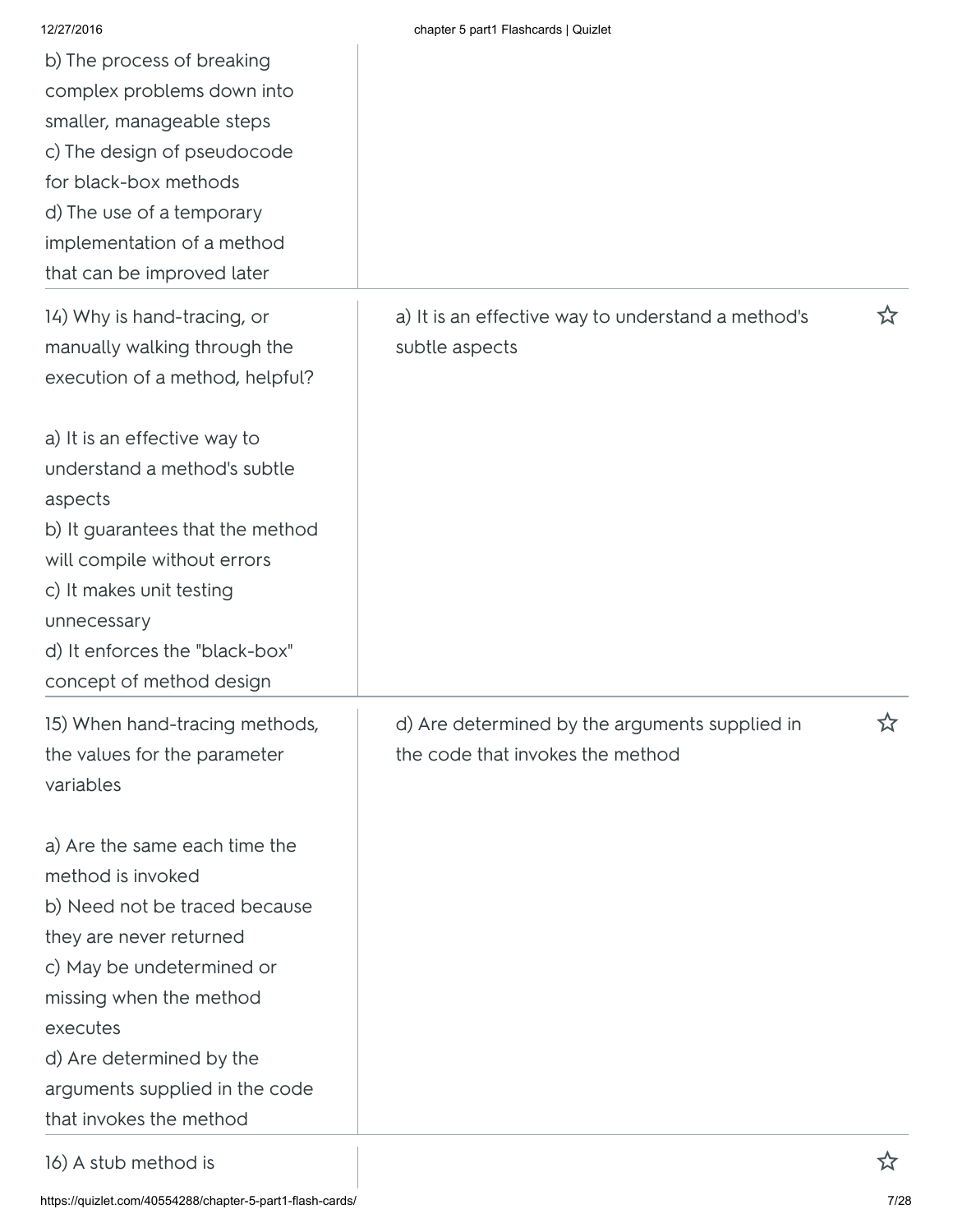b) The process of breaking complex problems down into smaller, manageable steps
c) The design of pseudocode for black-box methods
d) The use of a temporary implementation of a method that can be improved later

| | |
|---|---|
| 14) Why is hand-tracing, or manually walking through the execution of a method, helpful?<br><br>a) It is an effective way to understand a method's subtle aspects<br>b) It guarantees that the method will compile without errors<br>c) It makes unit testing unnecessary<br>d) It enforces the "black-box" concept of method design | a) It is an effective way to understand a method's subtle aspects |
| 15) When hand-tracing methods, the values for the parameter variables<br><br>a) Are the same each time the method is invoked<br>b) Need not be traced because they are never returned<br>c) May be undetermined or missing when the method executes<br>d) Are determined by the arguments supplied in the code that invokes the method | d) Are determined by the arguments supplied in the code that invokes the method |
| 16) A stub method is | |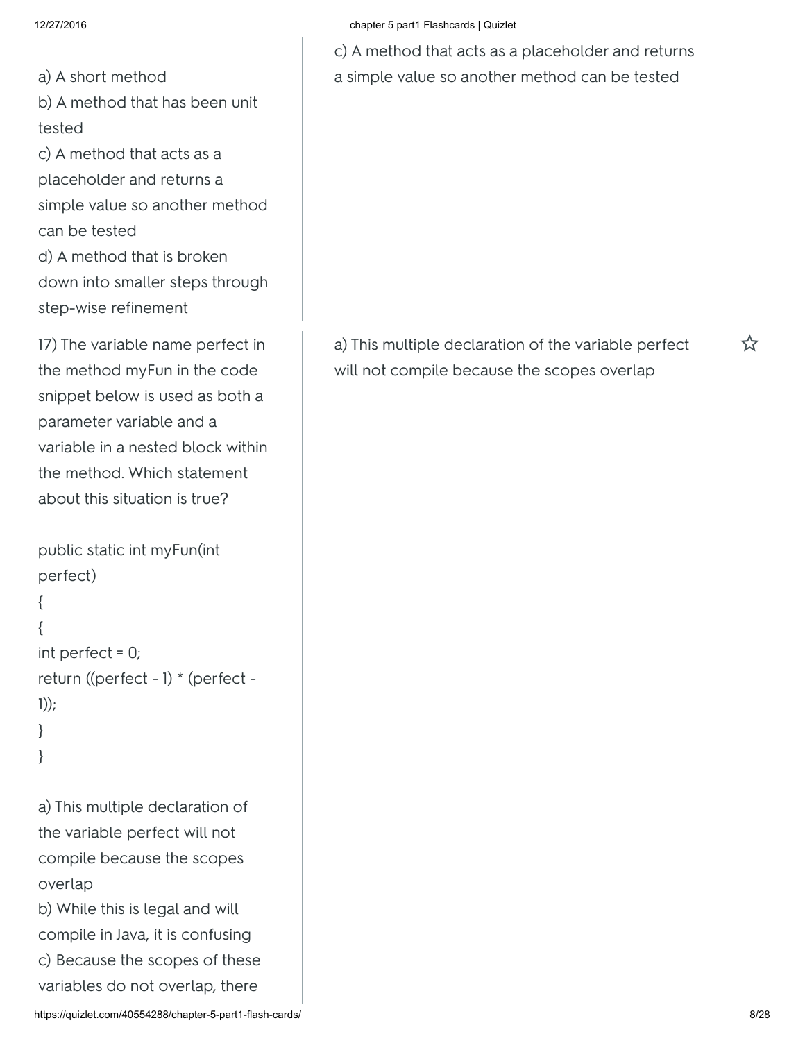a) A short method
b) A method that has been unit tested
c) A method that acts as a placeholder and returns a simple value so another method can be tested
d) A method that is broken down into smaller steps through step-wise refinement

c) A method that acts as a placeholder and returns a simple value so another method can be tested

---

17) The variable name perfect in the method myFun in the code snippet below is used as both a parameter variable and a variable in a nested block within the method. Which statement about this situation is true?

```
public static int myFun(int perfect)
{
{
int perfect = 0;
return ((perfect - 1) * (perfect - 1));
}
}
```

a) This multiple declaration of the variable perfect will not compile because the scopes overlap
b) While this is legal and will compile in Java, it is confusing
c) Because the scopes of these variables do not overlap, there

a) This multiple declaration of the variable perfect will not compile because the scopes overlap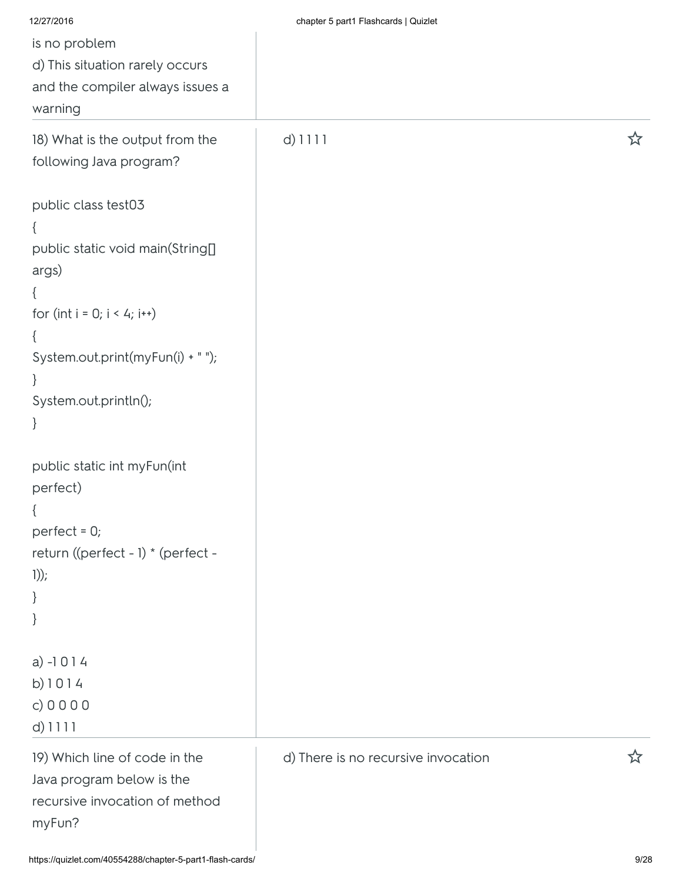is no problem
d) This situation rarely occurs and the compiler always issues a warning

18) What is the output from the following Java program?

```
public class test03
{
public static void main(String[] args)
{
for (int i = 0; i < 4; i++)
{
System.out.print(myFun(i) + " ");
}
System.out.println();
}

public static int myFun(int perfect)
{
perfect = 0;
return ((perfect - 1) * (perfect - 1));
}
}
```

a) -1 0 1 4
b) 1 0 1 4
c) 0 0 0 0
d) 1 1 1 1

d) 1 1 1 1

19) Which line of code in the Java program below is the recursive invocation of method myFun?

d) There is no recursive invocation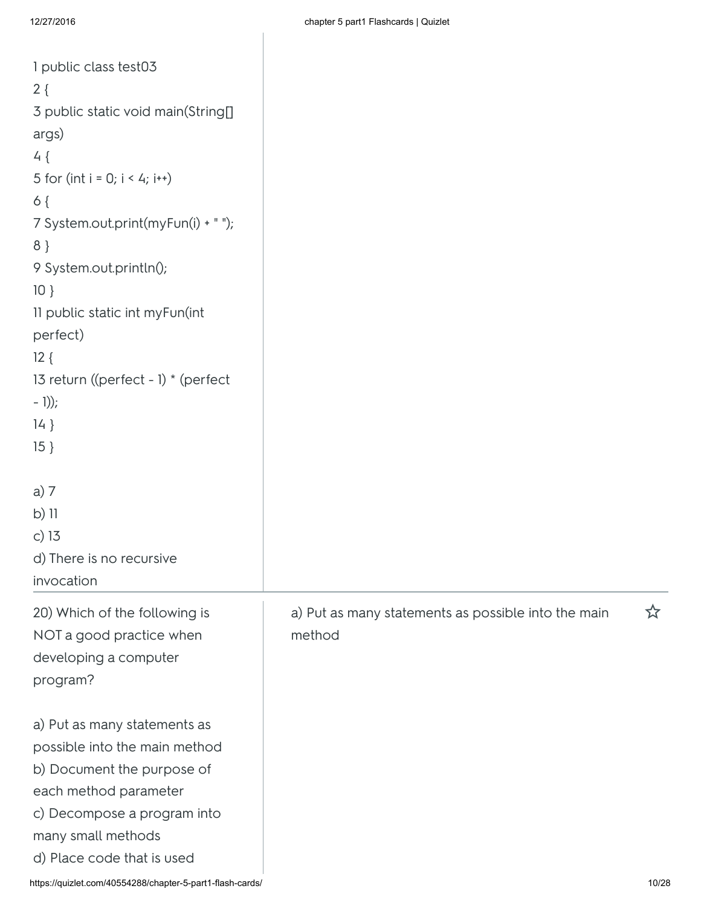```
1 public class test03
2 {
3 public static void main(String[] args)
4 {
5 for (int i = 0; i < 4; i++)
6 {
7 System.out.print(myFun(i) + " ");
8 }
9 System.out.println();
10 }
11 public static int myFun(int perfect)
12 {
13 return ((perfect - 1) * (perfect - 1));
14 }
15 }
```

a) 7
b) 11
c) 13
d) There is no recursive invocation

20) Which of the following is NOT a good practice when developing a computer program?

a) Put as many statements as possible into the main method
b) Document the purpose of each method parameter
c) Decompose a program into many small methods
d) Place code that is used

a) Put as many statements as possible into the main method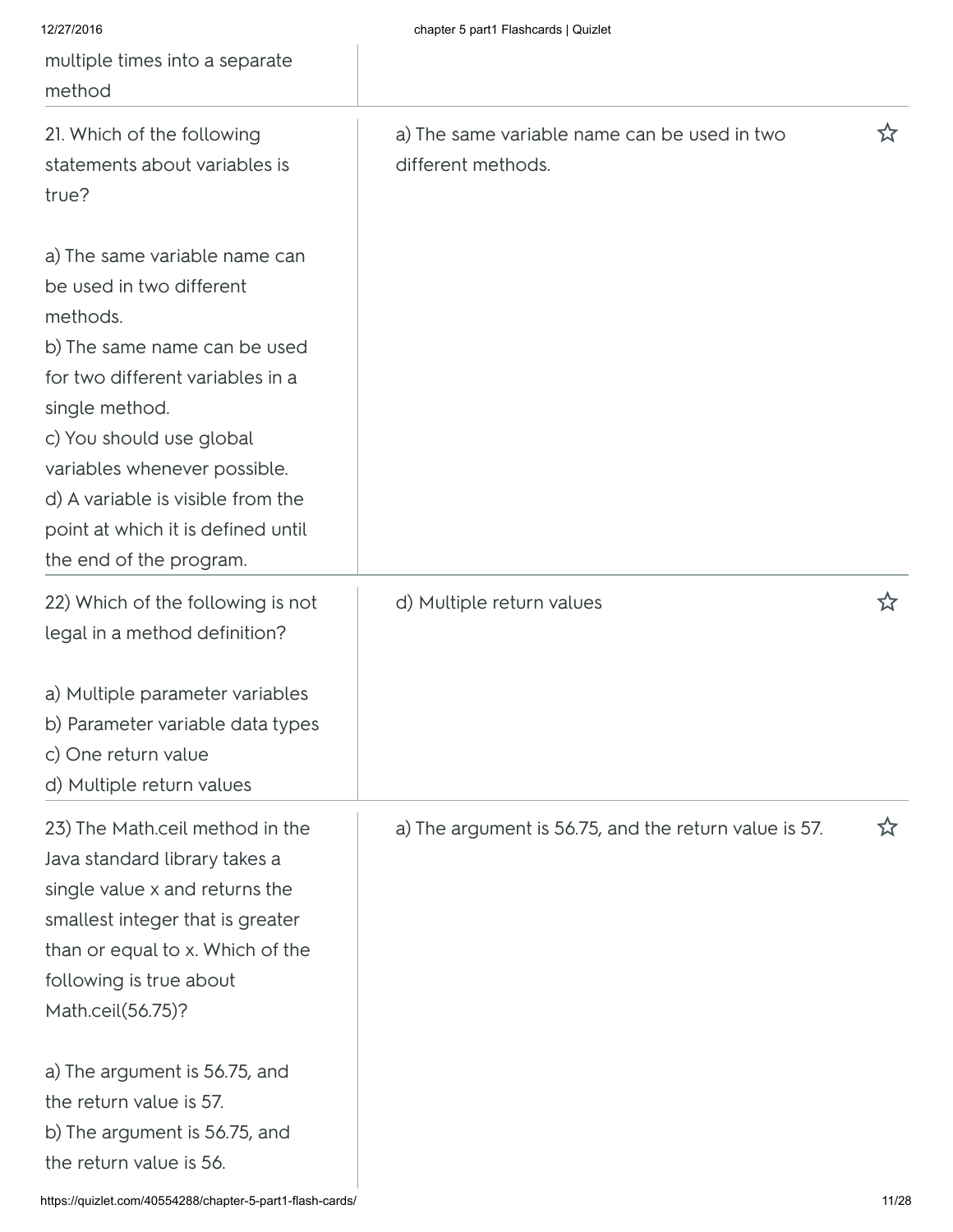| | |
|---|---|
| multiple times into a separate method | |
| 21. Which of the following statements about variables is true?<br><br>a) The same variable name can be used in two different methods.<br>b) The same name can be used for two different variables in a single method.<br>c) You should use global variables whenever possible.<br>d) A variable is visible from the point at which it is defined until the end of the program. | a) The same variable name can be used in two different methods. |
| 22) Which of the following is not legal in a method definition?<br><br>a) Multiple parameter variables<br>b) Parameter variable data types<br>c) One return value<br>d) Multiple return values | d) Multiple return values |
| 23) The Math.ceil method in the Java standard library takes a single value x and returns the smallest integer that is greater than or equal to x. Which of the following is true about Math.ceil(56.75)?<br><br>a) The argument is 56.75, and the return value is 57.<br>b) The argument is 56.75, and the return value is 56. | a) The argument is 56.75, and the return value is 57. |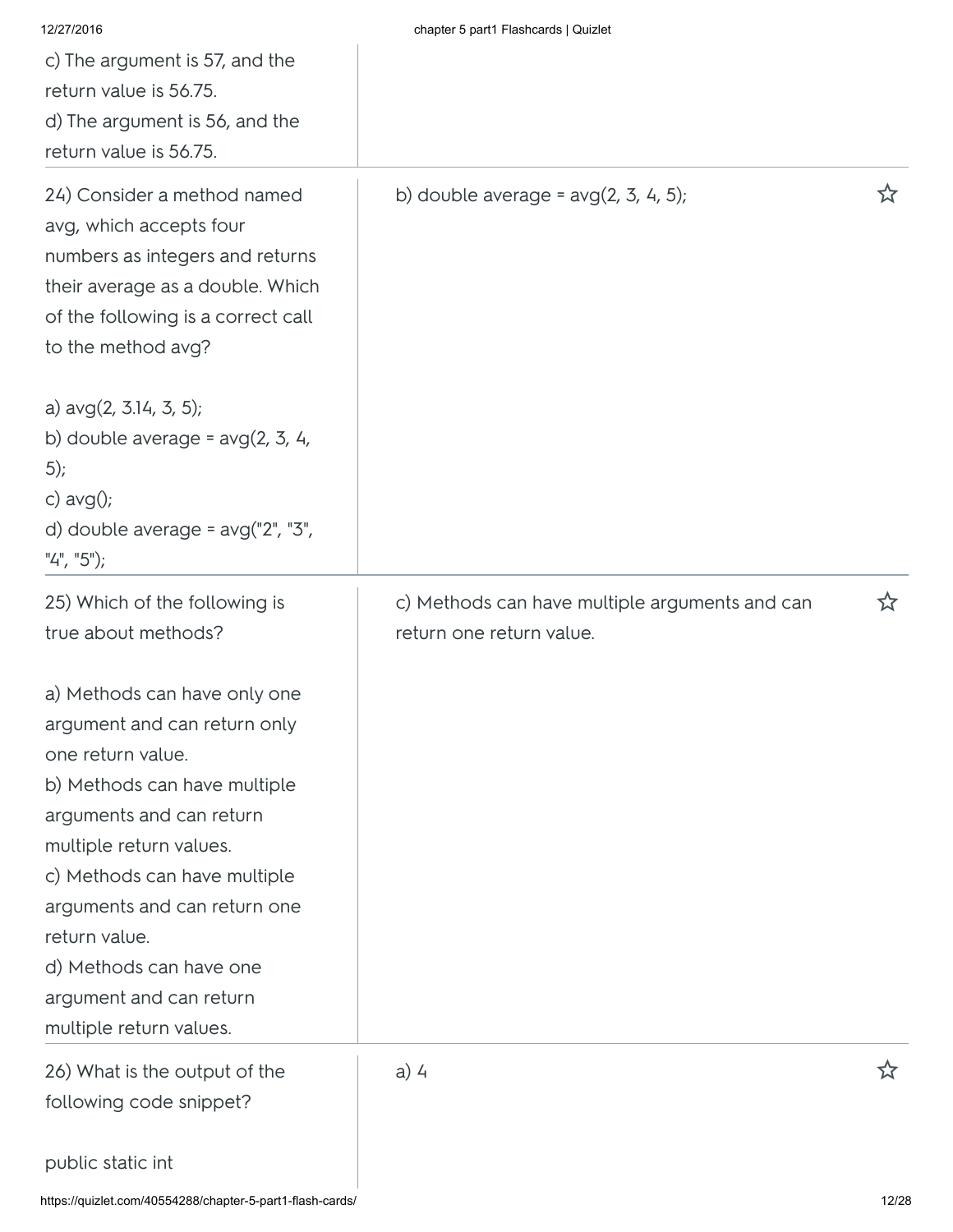c) The argument is 57, and the return value is 56.75.
d) The argument is 56, and the return value is 56.75.

| Question | Answer |
| --- | --- |
| 24) Consider a method named avg, which accepts four numbers as integers and returns their average as a double. Which of the following is a correct call to the method avg?<br><br>a) avg(2, 3.14, 3, 5);<br>b) double average = avg(2, 3, 4, 5);<br>c) avg();<br>d) double average = avg("2", "3", "4", "5"); | b) double average = avg(2, 3, 4, 5); |
| 25) Which of the following is true about methods?<br><br>a) Methods can have only one argument and can return only one return value.<br>b) Methods can have multiple arguments and can return multiple return values.<br>c) Methods can have multiple arguments and can return one return value.<br>d) Methods can have one argument and can return multiple return values. | c) Methods can have multiple arguments and can return one return value. |
| 26) What is the output of the following code snippet?<br><br>public static int | a) 4 |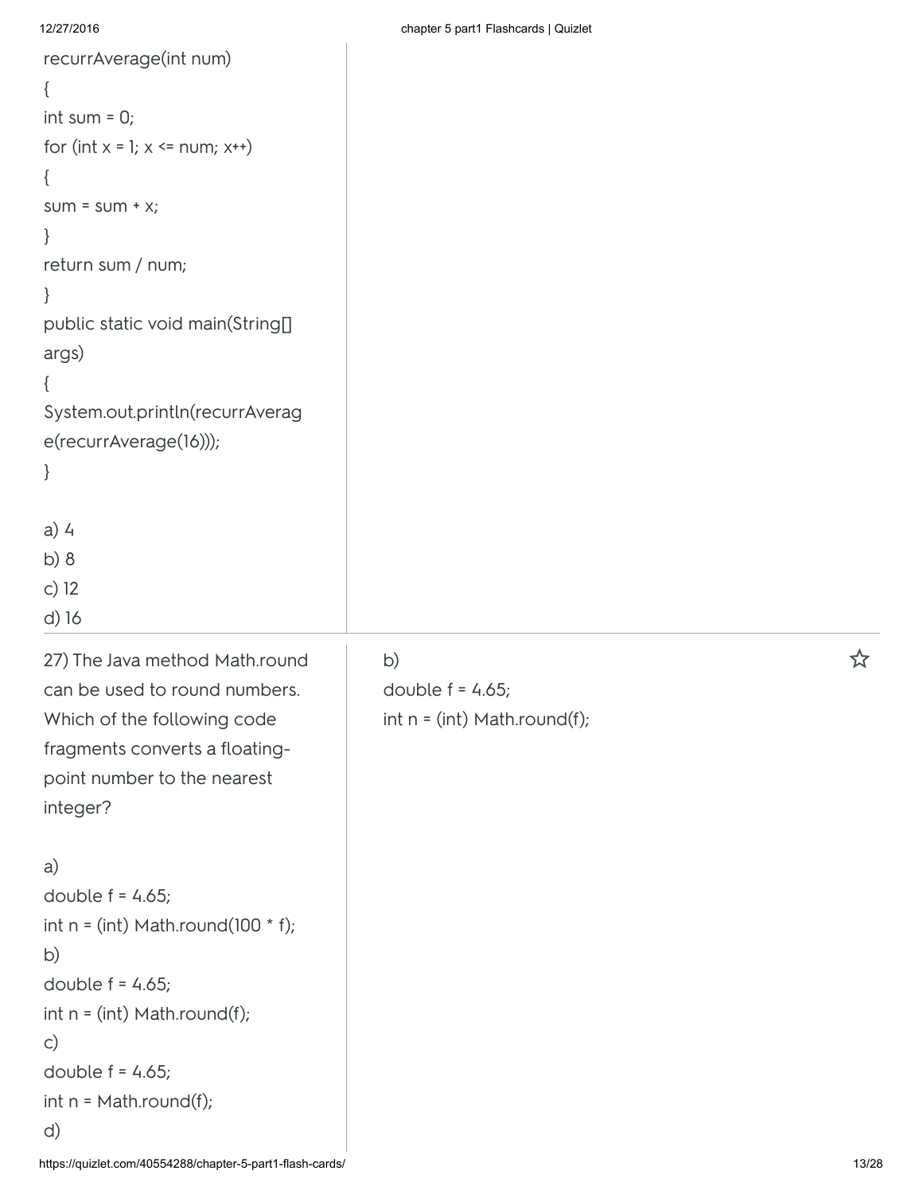```
recurrAverage(int num)
{
int sum = 0;
for (int x = 1; x <= num; x++)
{
sum = sum + x;
}
return sum / num;
}
public static void main(String[] args)
{
System.out.println(recurrAverage(recurrAverage(16)));
}
```

a) 4
b) 8
c) 12
d) 16

---

27) The Java method Math.round can be used to round numbers. Which of the following code fragments converts a floating-point number to the nearest integer?

a)
```
double f = 4.65;
int n = (int) Math.round(100 * f);
```
b)
```
double f = 4.65;
int n = (int) Math.round(f);
```
c)
```
double f = 4.65;
int n = Math.round(f);
```
d)

**Answer:**

b)
```
double f = 4.65;
int n = (int) Math.round(f);
```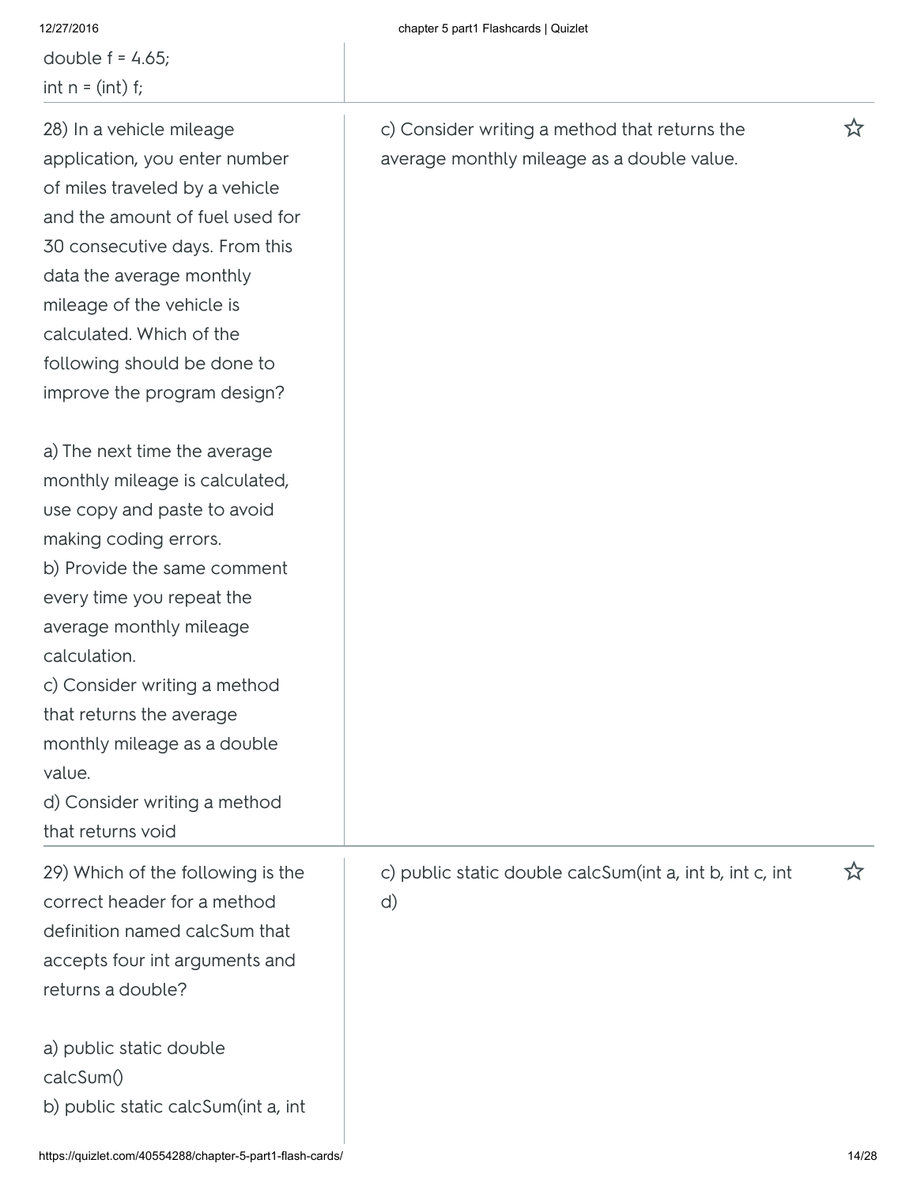```
double f = 4.65;
int n = (int) f;
```

28) In a vehicle mileage application, you enter number of miles traveled by a vehicle and the amount of fuel used for 30 consecutive days. From this data the average monthly mileage of the vehicle is calculated. Which of the following should be done to improve the program design?

a) The next time the average monthly mileage is calculated, use copy and paste to avoid making coding errors.
b) Provide the same comment every time you repeat the average monthly mileage calculation.
c) Consider writing a method that returns the average monthly mileage as a double value.
d) Consider writing a method that returns void

c) Consider writing a method that returns the average monthly mileage as a double value.

29) Which of the following is the correct header for a method definition named calcSum that accepts four int arguments and returns a double?

a) public static double calcSum()
b) public static calcSum(int a, int

c) public static double calcSum(int a, int b, int c, int d)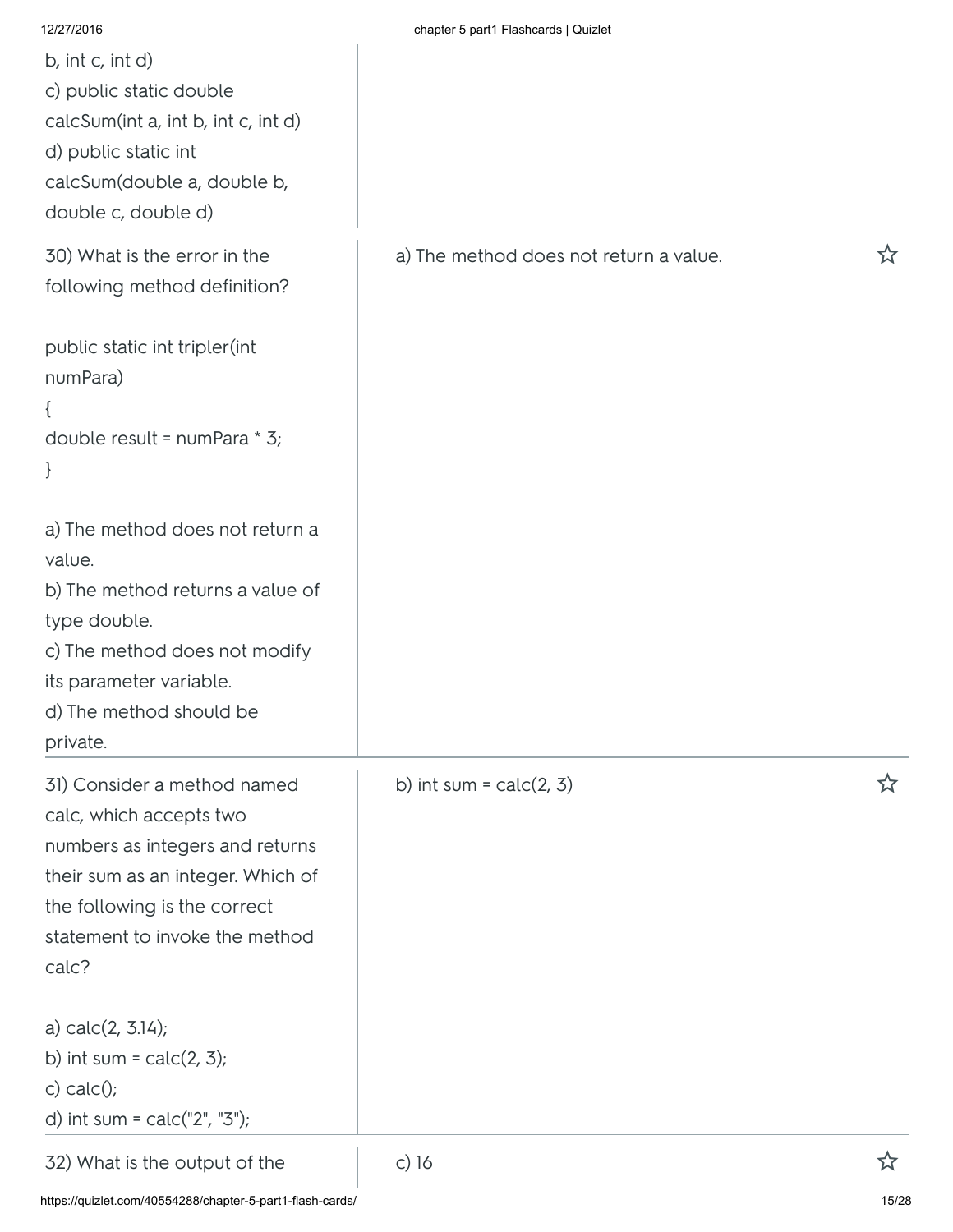b, int c, int d)
c) public static double calcSum(int a, int b, int c, int d)
d) public static int calcSum(double a, double b, double c, double d)

| | |
|---|---|
| 30) What is the error in the following method definition?<br><br>public static int tripler(int numPara)<br>{<br>double result = numPara * 3;<br>}<br><br>a) The method does not return a value.<br>b) The method returns a value of type double.<br>c) The method does not modify its parameter variable.<br>d) The method should be private. | a) The method does not return a value. |
| 31) Consider a method named calc, which accepts two numbers as integers and returns their sum as an integer. Which of the following is the correct statement to invoke the method calc?<br><br>a) calc(2, 3.14);<br>b) int sum = calc(2, 3);<br>c) calc();<br>d) int sum = calc("2", "3"); | b) int sum = calc(2, 3) |
| 32) What is the output of the | c) 16 |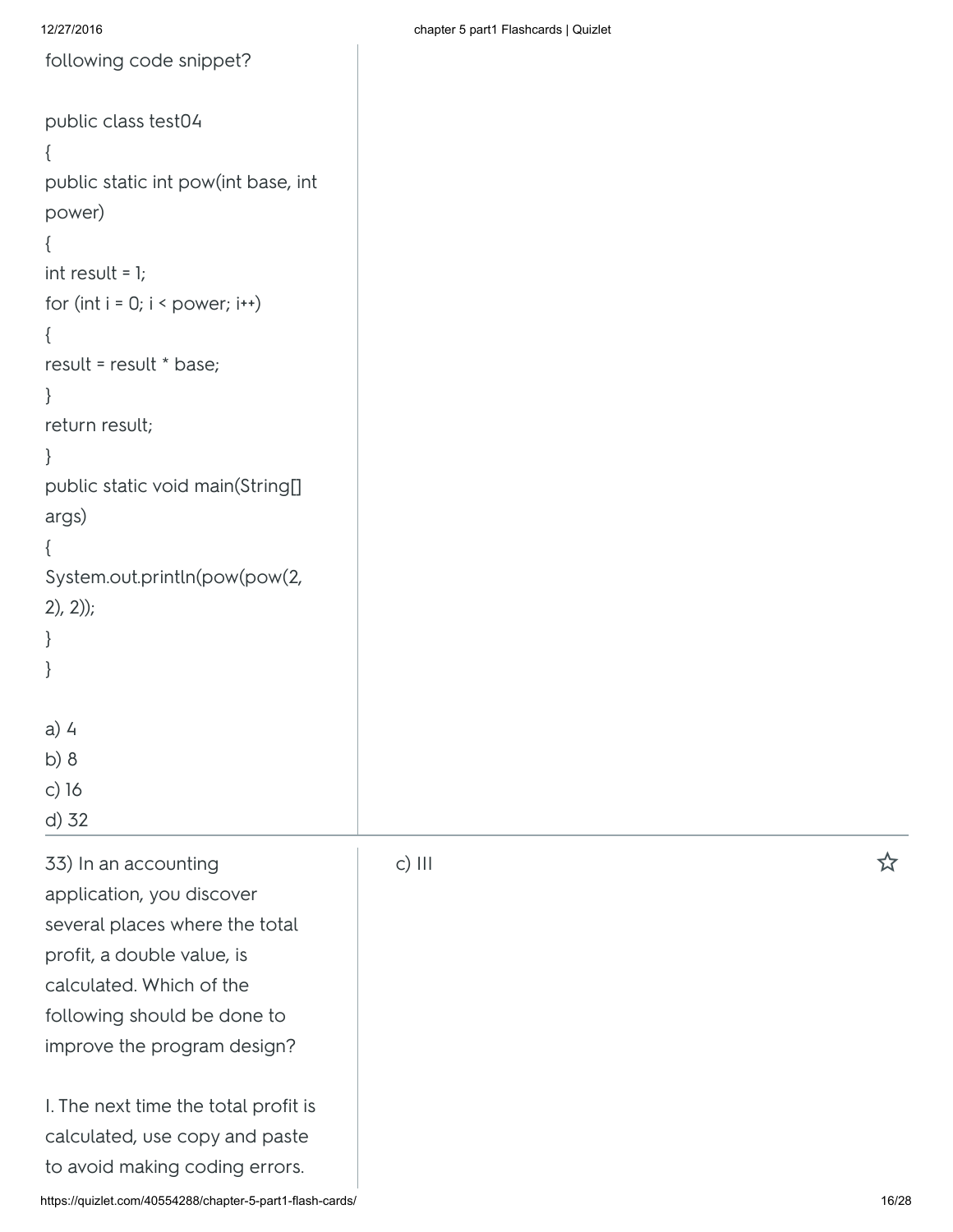following code snippet?

```
public class test04
{
public static int pow(int base, int
power)
{
int result = 1;
for (int i = 0; i < power; i++)
{
result = result * base;
}
return result;
}
public static void main(String[]
args)
{
System.out.println(pow(pow(2,
2), 2));
}
}
```

a) 4
b) 8
c) 16
d) 32

33) In an accounting application, you discover several places where the total profit, a double value, is calculated. Which of the following should be done to improve the program design?

I. The next time the total profit is calculated, use copy and paste to avoid making coding errors.

c) III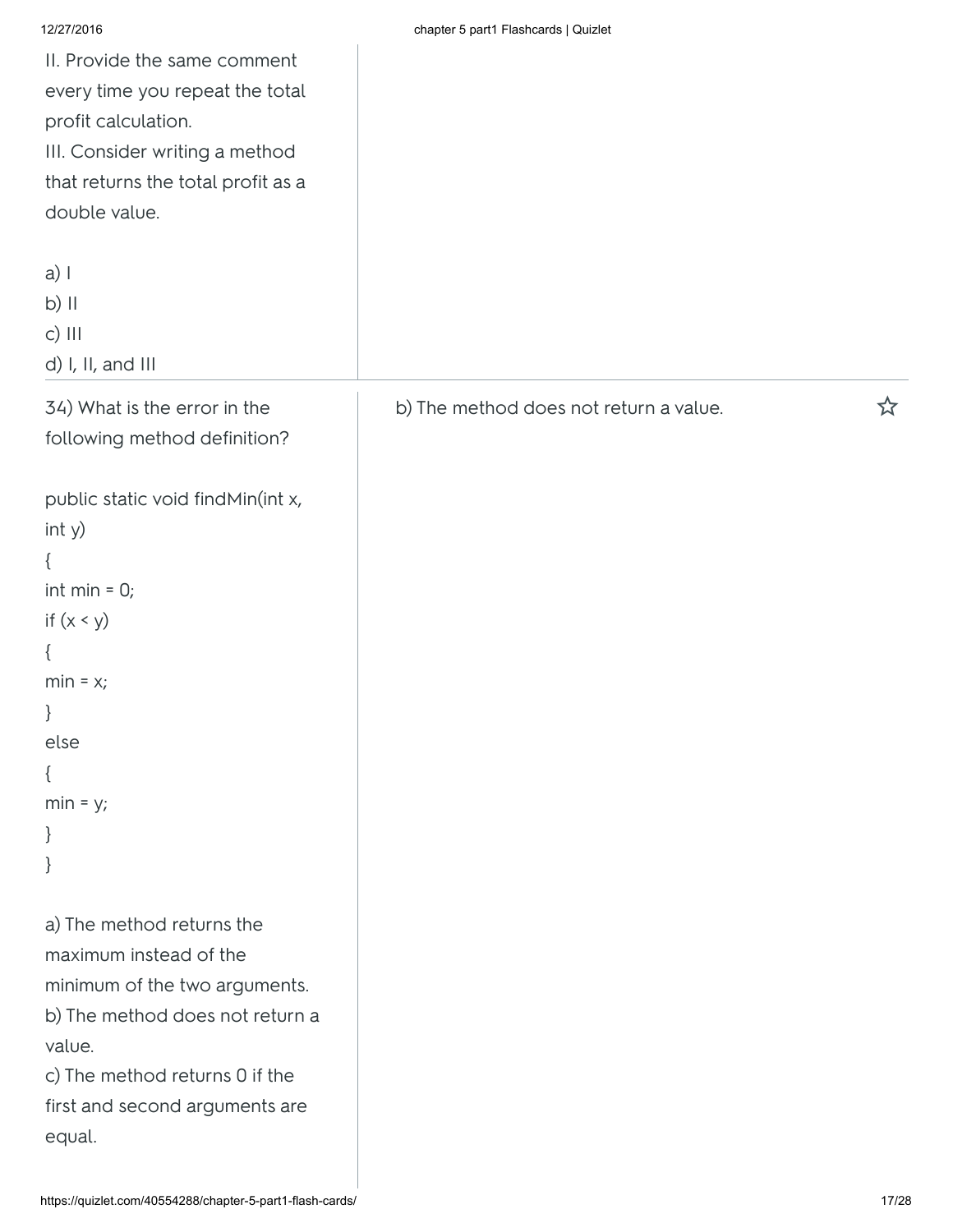II. Provide the same comment every time you repeat the total profit calculation.
III. Consider writing a method that returns the total profit as a double value.

a) I
b) II
c) III
d) I, II, and III

34) What is the error in the following method definition?

```
public static void findMin(int x, int y)
{
int min = 0;
if (x < y)
{
min = x;
}
else
{
min = y;
}
}
```

a) The method returns the maximum instead of the minimum of the two arguments.
b) The method does not return a value.
c) The method returns 0 if the first and second arguments are equal.

b) The method does not return a value.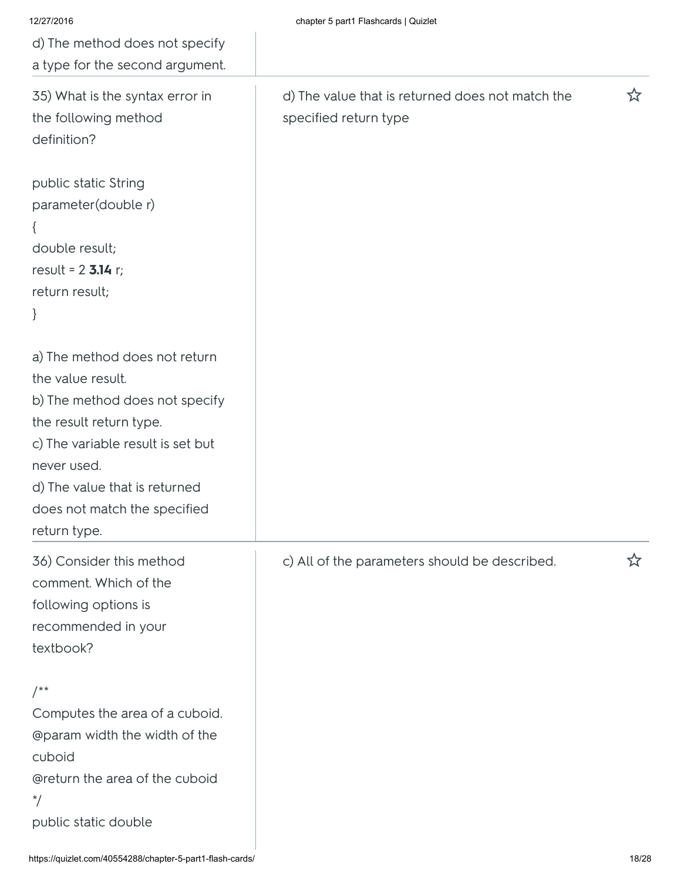d) The method does not specify a type for the second argument.

| | |
|---|---|
| 35) What is the syntax error in the following method definition?<br><br>public static String parameter(double r)<br>{<br>double result;<br>result = 2 **3.14** r;<br>return result;<br>}<br><br>a) The method does not return the value result.<br>b) The method does not specify the result return type.<br>c) The variable result is set but never used.<br>d) The value that is returned does not match the specified return type. | d) The value that is returned does not match the specified return type |
| 36) Consider this method comment. Which of the following options is recommended in your textbook?<br><br>/**<br>Computes the area of a cuboid.<br>@param width the width of the cuboid<br>@return the area of the cuboid<br>*/<br>public static double | c) All of the parameters should be described. |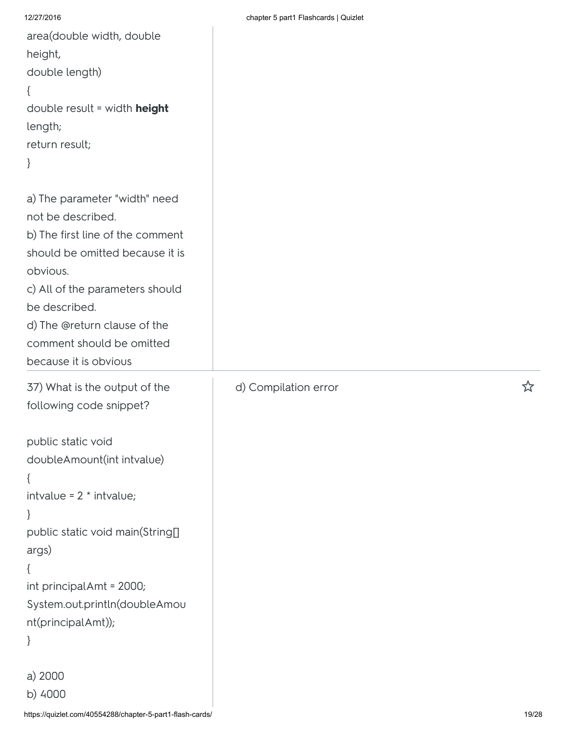area(double width, double
height,
double length)
{
double result = width **height**
length;
return result;
}

a) The parameter "width" need not be described.
b) The first line of the comment should be omitted because it is obvious.
c) All of the parameters should be described.
d) The @return clause of the comment should be omitted because it is obvious

---

37) What is the output of the following code snippet?

```
public static void
doubleAmount(int intvalue)
{
intvalue = 2 * intvalue;
}
public static void main(String[]
args)
{
int principalAmt = 2000;
System.out.println(doubleAmou
nt(principalAmt));
}
```

a) 2000
b) 4000

d) Compilation error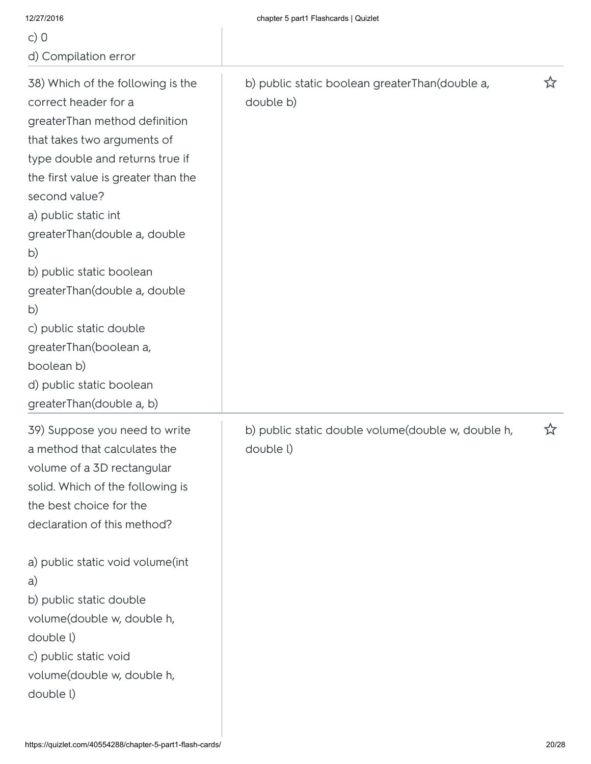c) 0
d) Compilation error

| | |
|---|---|
| 38) Which of the following is the correct header for a greaterThan method definition that takes two arguments of type double and returns true if the first value is greater than the second value?<br>a) public static int greaterThan(double a, double b)<br>b) public static boolean greaterThan(double a, double b)<br>c) public static double greaterThan(boolean a, boolean b)<br>d) public static boolean greaterThan(double a, b) | b) public static boolean greaterThan(double a, double b) |
| 39) Suppose you need to write a method that calculates the volume of a 3D rectangular solid. Which of the following is the best choice for the declaration of this method?<br><br>a) public static void volume(int a)<br>b) public static double volume(double w, double h, double l)<br>c) public static void volume(double w, double h, double l) | b) public static double volume(double w, double h, double l) |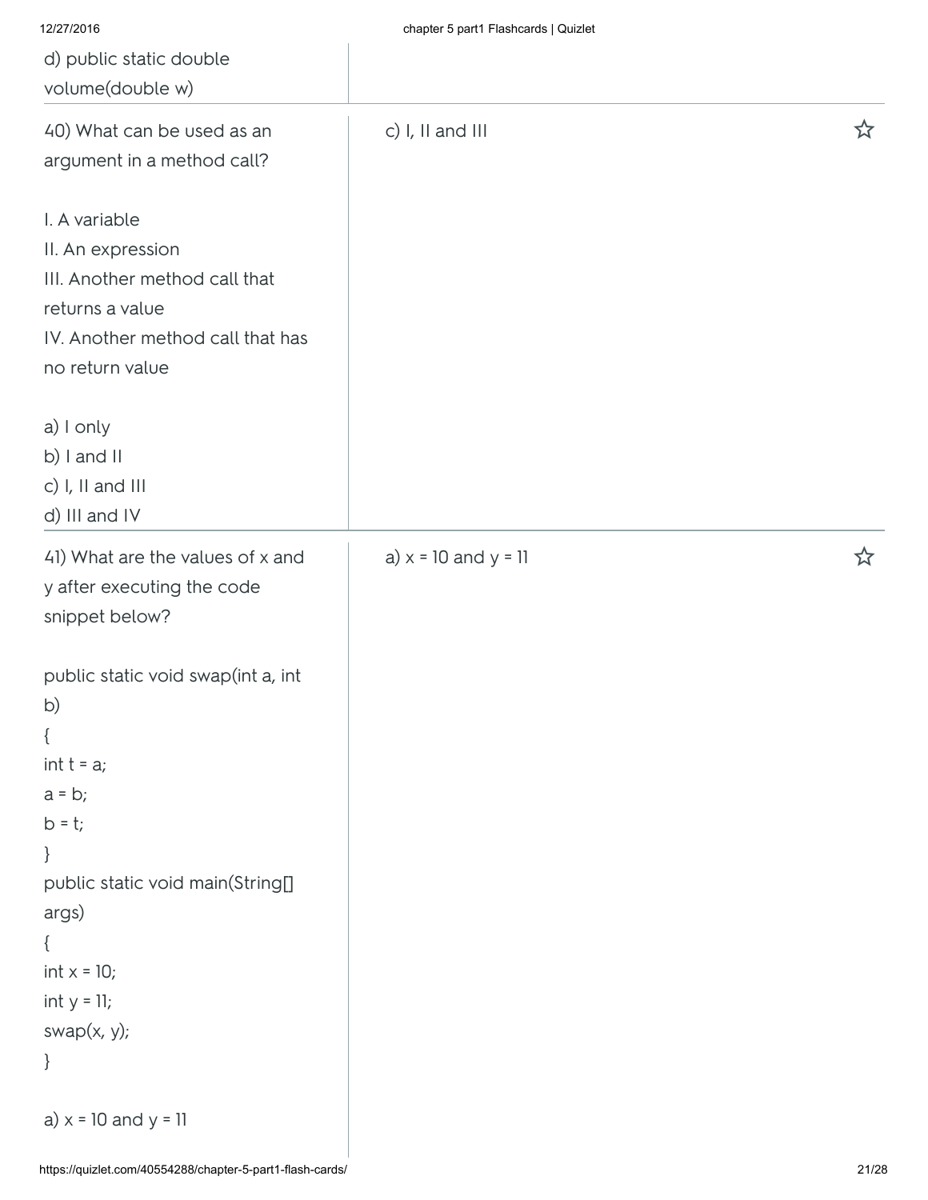d) public static double volume(double w)

40) What can be used as an argument in a method call?

I. A variable
II. An expression
III. Another method call that returns a value
IV. Another method call that has no return value

a) I only
b) I and II
c) I, II and III
d) III and IV

c) I, II and III

41) What are the values of x and y after executing the code snippet below?

```
public static void swap(int a, int b)
{
int t = a;
a = b;
b = t;
}
public static void main(String[] args)
{
int x = 10;
int y = 11;
swap(x, y);
}
```

a) x = 10 and y = 11

a) x = 10 and y = 11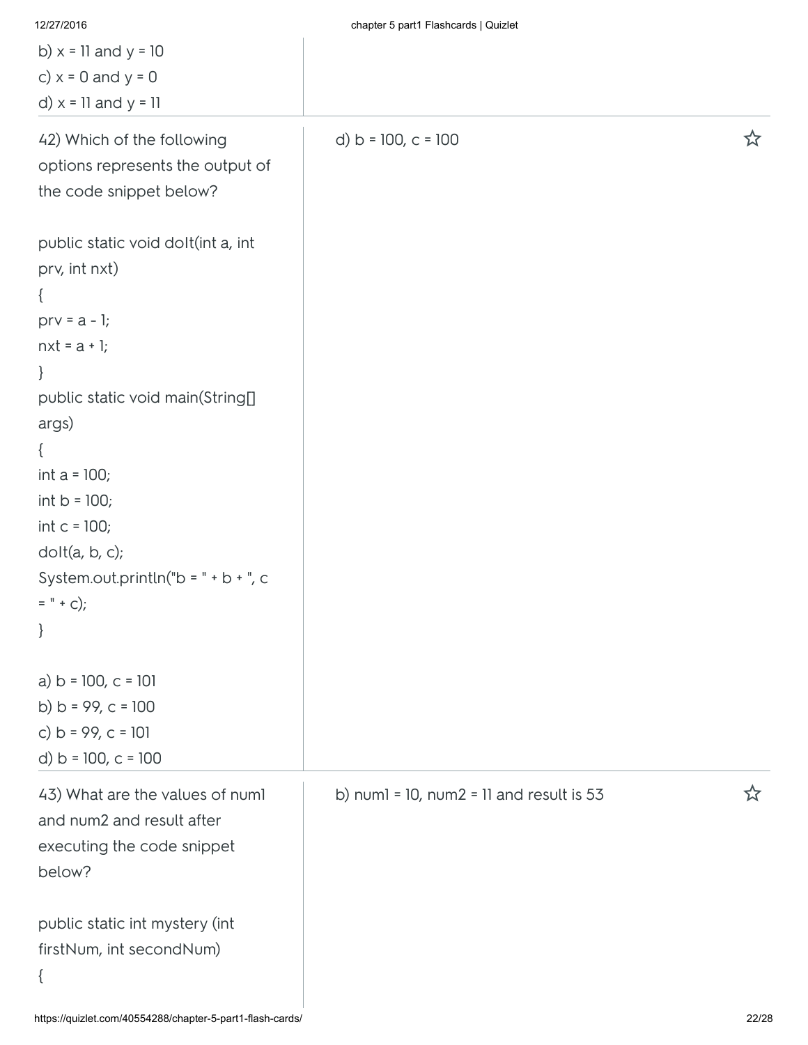b) x = 11 and y = 10
c) x = 0 and y = 0
d) x = 11 and y = 11

42) Which of the following options represents the output of the code snippet below?

```
public static void doIt(int a, int
prv, int nxt)
{
prv = a - 1;
nxt = a + 1;
}
public static void main(String[]
args)
{
int a = 100;
int b = 100;
int c = 100;
doIt(a, b, c);
System.out.println("b = " + b + ", c
= " + c);
}
```

a) b = 100, c = 101
b) b = 99, c = 100
c) b = 99, c = 101
d) b = 100, c = 100

d) b = 100, c = 100

43) What are the values of num1 and num2 and result after executing the code snippet below?

```
public static int mystery (int
firstNum, int secondNum)
{
```

b) num1 = 10, num2 = 11 and result is 53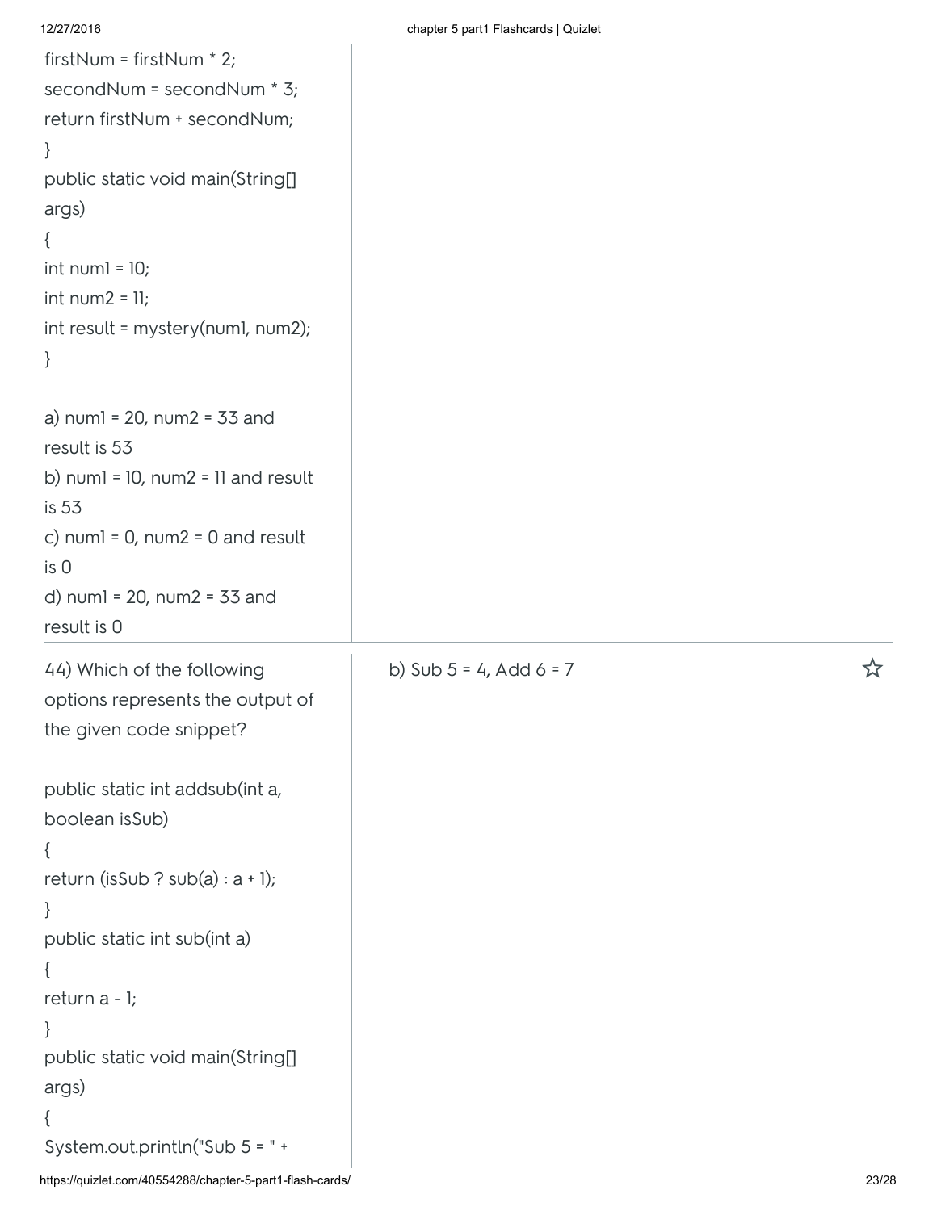```
firstNum = firstNum * 2;
secondNum = secondNum * 3;
return firstNum + secondNum;
}
public static void main(String[] args)
{
int num1 = 10;
int num2 = 11;
int result = mystery(num1, num2);
}
```

a) num1 = 20, num2 = 33 and result is 53
b) num1 = 10, num2 = 11 and result is 53
c) num1 = 0, num2 = 0 and result is 0
d) num1 = 20, num2 = 33 and result is 0

---

44) Which of the following options represents the output of the given code snippet?

```
public static int addsub(int a, boolean isSub)
{
return (isSub ? sub(a) : a + 1);
}
public static int sub(int a)
{
return a - 1;
}
public static void main(String[] args)
{
System.out.println("Sub 5 = " +
```

b) Sub 5 = 4, Add 6 = 7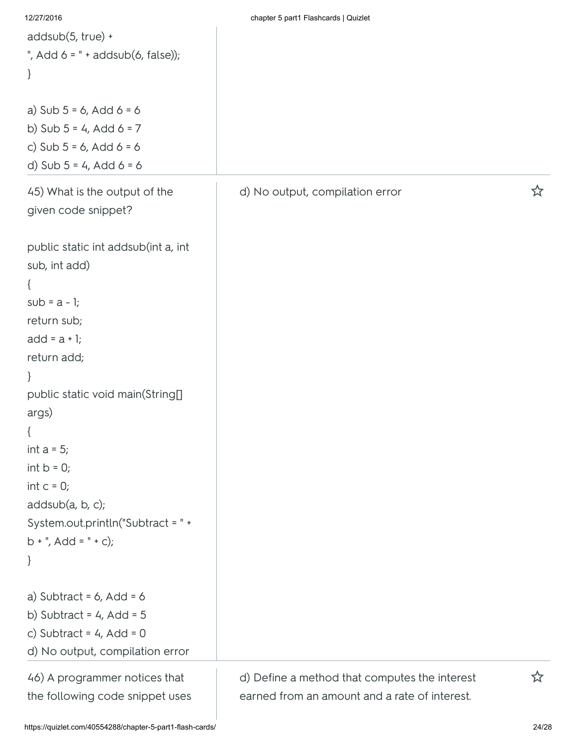```
addsub(5, true) +
", Add 6 = " + addsub(6, false));
}
```

a) Sub 5 = 6, Add 6 = 6
b) Sub 5 = 4, Add 6 = 7
c) Sub 5 = 6, Add 6 = 6
d) Sub 5 = 4, Add 6 = 6

---

45) What is the output of the given code snippet?

```
public static int addsub(int a, int
sub, int add)
{
sub = a - 1;
return sub;
add = a + 1;
return add;
}
public static void main(String[]
args)
{
int a = 5;
int b = 0;
int c = 0;
addsub(a, b, c);
System.out.println("Subtract = " +
b + ", Add = " + c);
}
```

a) Subtract = 6, Add = 6
b) Subtract = 4, Add = 5
c) Subtract = 4, Add = 0
d) No output, compilation error

**Answer:** d) No output, compilation error

---

46) A programmer notices that the following code snippet uses

**Answer:** d) Define a method that computes the interest earned from an amount and a rate of interest.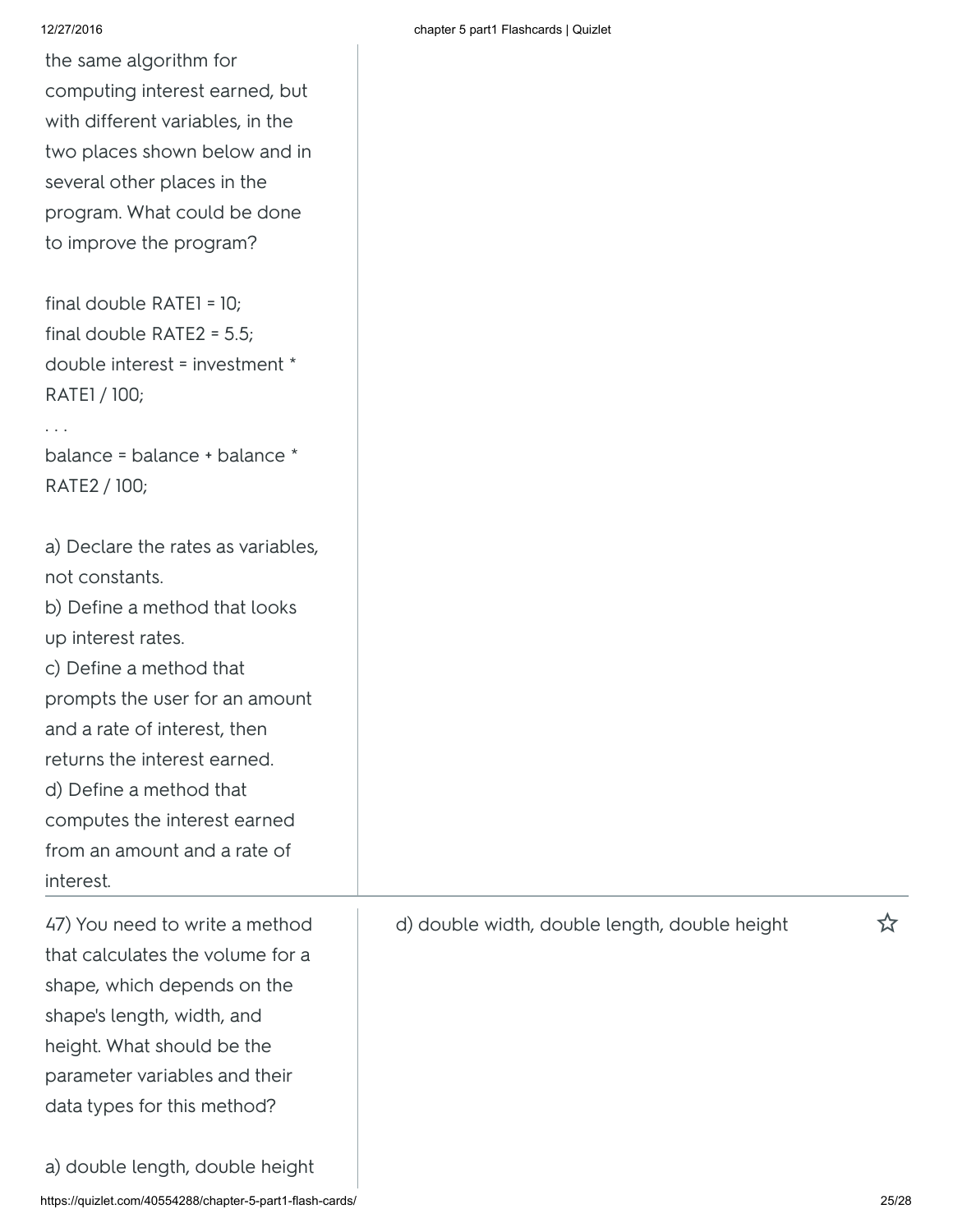the same algorithm for computing interest earned, but with different variables, in the two places shown below and in several other places in the program. What could be done to improve the program?

```
final double RATE1 = 10;
final double RATE2 = 5.5;
double interest = investment * RATE1 / 100;
. . .
balance = balance + balance * RATE2 / 100;
```

a) Declare the rates as variables, not constants.
b) Define a method that looks up interest rates.
c) Define a method that prompts the user for an amount and a rate of interest, then returns the interest earned.
d) Define a method that computes the interest earned from an amount and a rate of interest.

---

47) You need to write a method that calculates the volume for a shape, which depends on the shape's length, width, and height. What should be the parameter variables and their data types for this method?

a) double length, double height

**Answer:** d) double width, double length, double height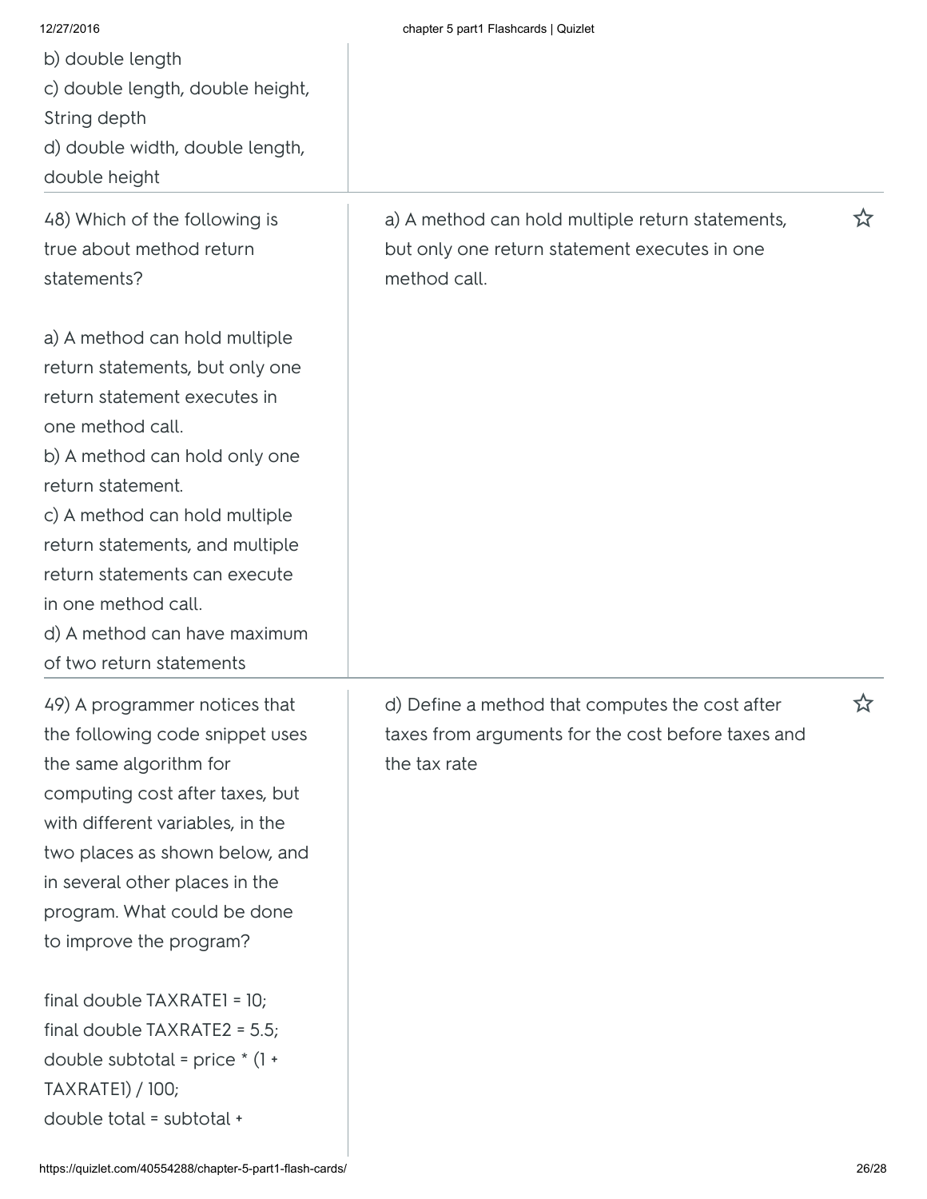b) double length
c) double length, double height, String depth
d) double width, double length, double height

| | |
|---|---|
| 48) Which of the following is true about method return statements?<br><br>a) A method can hold multiple return statements, but only one return statement executes in one method call.<br>b) A method can hold only one return statement.<br>c) A method can hold multiple return statements, and multiple return statements can execute in one method call.<br>d) A method can have maximum of two return statements | a) A method can hold multiple return statements, but only one return statement executes in one method call. |
| 49) A programmer notices that the following code snippet uses the same algorithm for computing cost after taxes, but with different variables, in the two places as shown below, and in several other places in the program. What could be done to improve the program?<br><br>final double TAXRATE1 = 10;<br>final double TAXRATE2 = 5.5;<br>double subtotal = price * (1 + TAXRATE1) / 100;<br>double total = subtotal + | d) Define a method that computes the cost after taxes from arguments for the cost before taxes and the tax rate |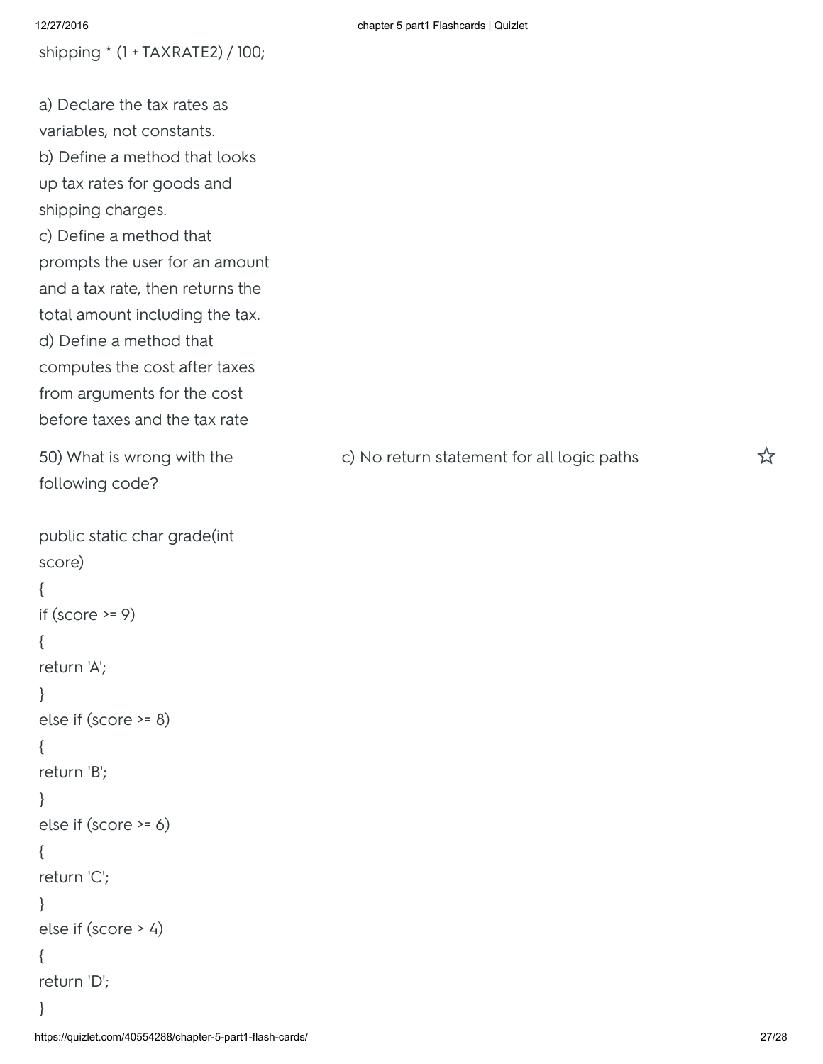shipping * (1 + TAXRATE2) / 100;

a) Declare the tax rates as variables, not constants.
b) Define a method that looks up tax rates for goods and shipping charges.
c) Define a method that prompts the user for an amount and a tax rate, then returns the total amount including the tax.
d) Define a method that computes the cost after taxes from arguments for the cost before taxes and the tax rate

50) What is wrong with the following code?

```
public static char grade(int score)
{
if (score >= 9)
{
return 'A';
}
else if (score >= 8)
{
return 'B';
}
else if (score >= 6)
{
return 'C';
}
else if (score > 4)
{
return 'D';
}
```

c) No return statement for all logic paths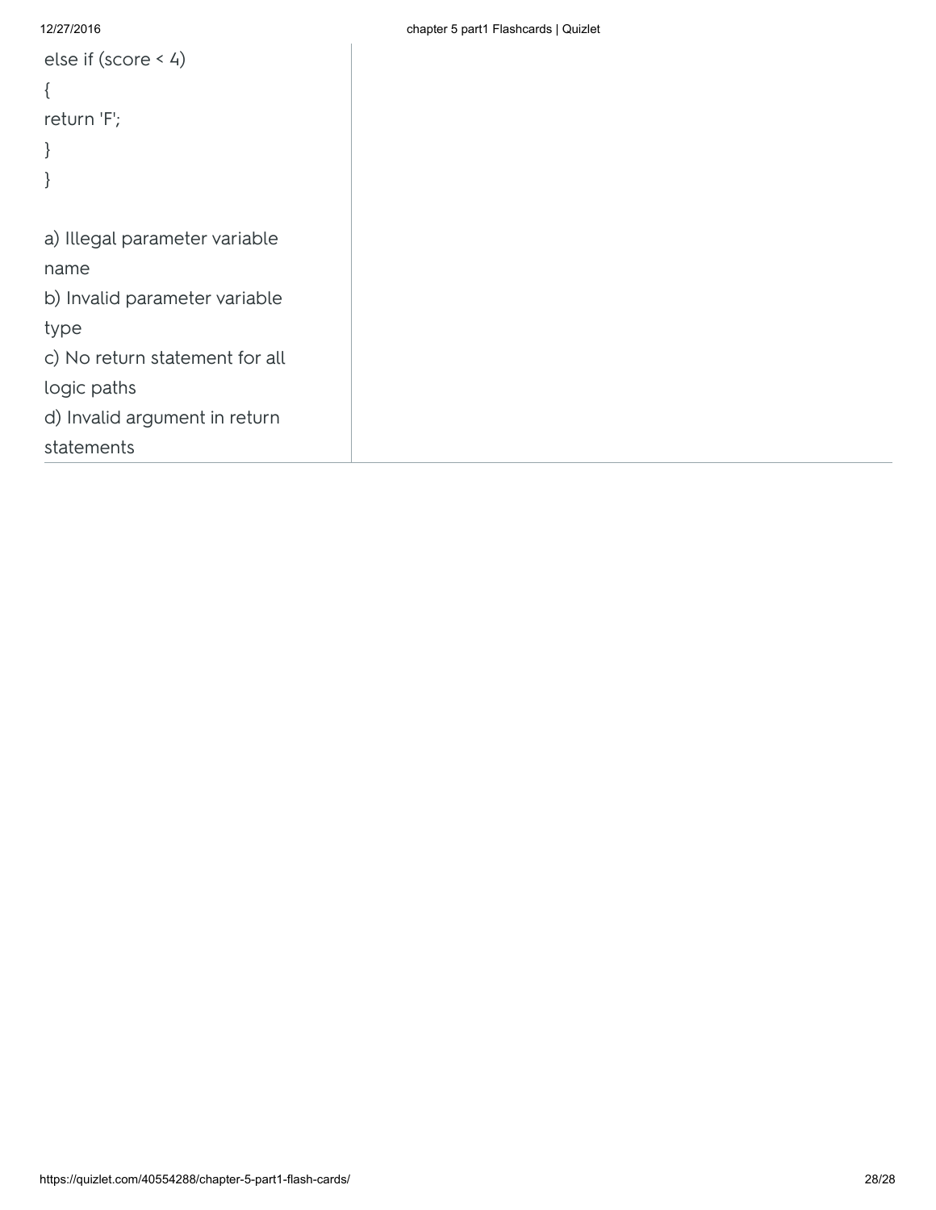```
else if (score < 4)
{
return 'F';
}
}
```

a) Illegal parameter variable name
b) Invalid parameter variable type
c) No return statement for all logic paths
d) Invalid argument in return statements